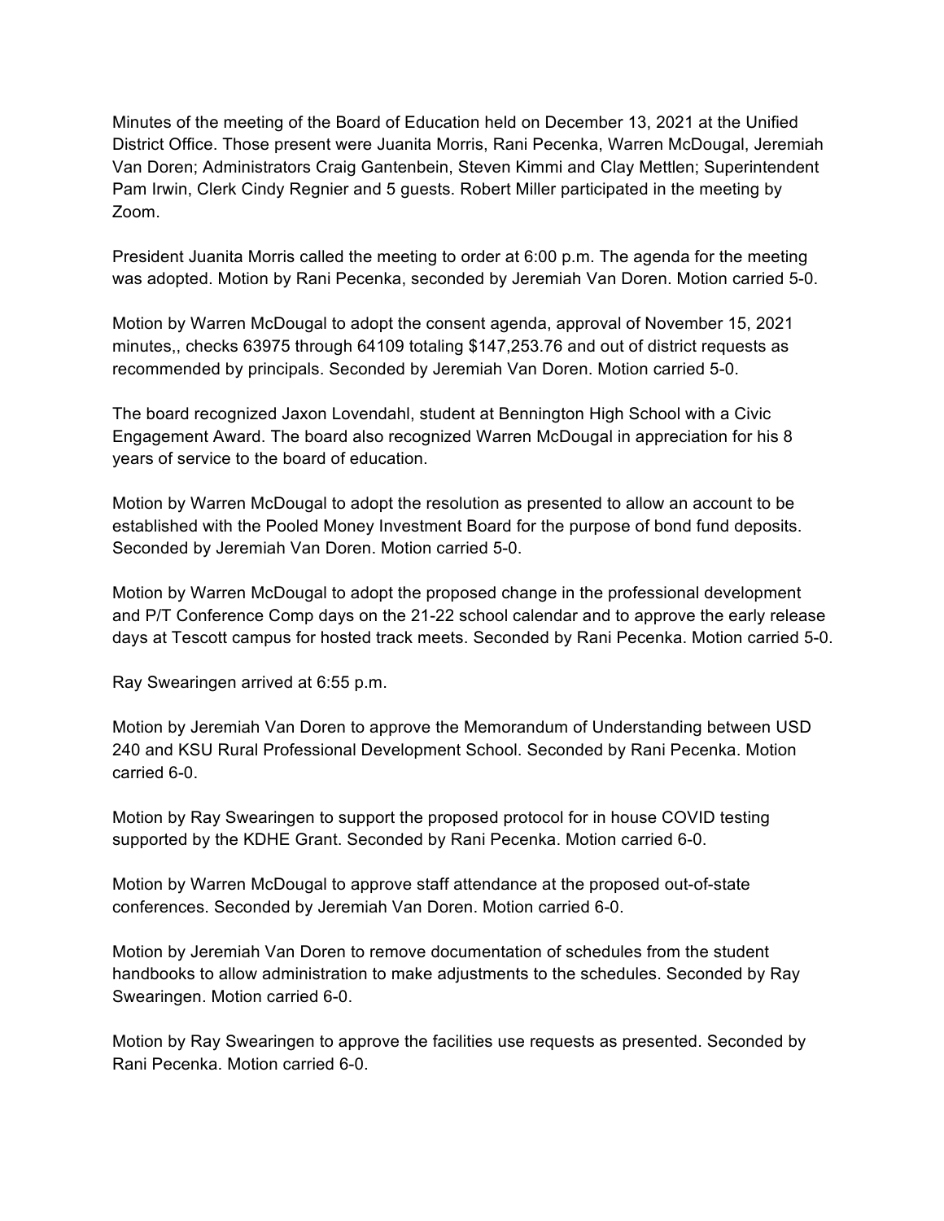Minutes of the meeting of the Board of Education held on December 13, 2021 at the Unified District Office. Those present were Juanita Morris, Rani Pecenka, Warren McDougal, Jeremiah Van Doren; Administrators Craig Gantenbein, Steven Kimmi and Clay Mettlen; Superintendent Pam Irwin, Clerk Cindy Regnier and 5 guests. Robert Miller participated in the meeting by Zoom.

President Juanita Morris called the meeting to order at 6:00 p.m. The agenda for the meeting was adopted. Motion by Rani Pecenka, seconded by Jeremiah Van Doren. Motion carried 5-0.

Motion by Warren McDougal to adopt the consent agenda, approval of November 15, 2021 minutes,, checks 63975 through 64109 totaling $147,253.76 and out of district requests as recommended by principals. Seconded by Jeremiah Van Doren. Motion carried 5-0.

The board recognized Jaxon Lovendahl, student at Bennington High School with a Civic Engagement Award. The board also recognized Warren McDougal in appreciation for his 8 years of service to the board of education.

Motion by Warren McDougal to adopt the resolution as presented to allow an account to be established with the Pooled Money Investment Board for the purpose of bond fund deposits. Seconded by Jeremiah Van Doren. Motion carried 5-0.

Motion by Warren McDougal to adopt the proposed change in the professional development and P/T Conference Comp days on the 21-22 school calendar and to approve the early release days at Tescott campus for hosted track meets. Seconded by Rani Pecenka. Motion carried 5-0.

Ray Swearingen arrived at 6:55 p.m.

Motion by Jeremiah Van Doren to approve the Memorandum of Understanding between USD 240 and KSU Rural Professional Development School. Seconded by Rani Pecenka. Motion carried 6-0.

Motion by Ray Swearingen to support the proposed protocol for in house COVID testing supported by the KDHE Grant. Seconded by Rani Pecenka. Motion carried 6-0.

Motion by Warren McDougal to approve staff attendance at the proposed out-of-state conferences. Seconded by Jeremiah Van Doren. Motion carried 6-0.

Motion by Jeremiah Van Doren to remove documentation of schedules from the student handbooks to allow administration to make adjustments to the schedules. Seconded by Ray Swearingen. Motion carried 6-0.

Motion by Ray Swearingen to approve the facilities use requests as presented. Seconded by Rani Pecenka. Motion carried 6-0.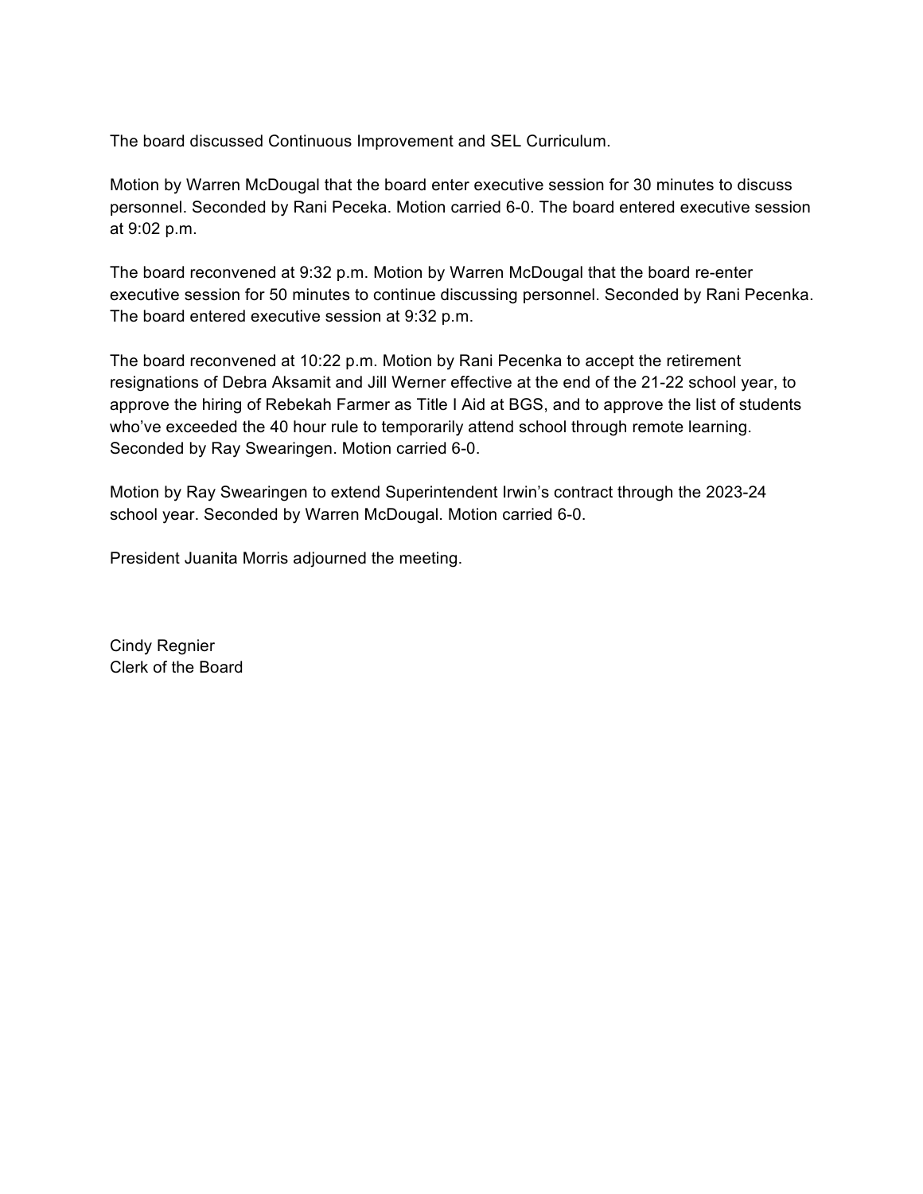The board discussed Continuous Improvement and SEL Curriculum.

Motion by Warren McDougal that the board enter executive session for 30 minutes to discuss personnel. Seconded by Rani Peceka. Motion carried 6-0. The board entered executive session at 9:02 p.m.

The board reconvened at 9:32 p.m. Motion by Warren McDougal that the board re-enter executive session for 50 minutes to continue discussing personnel. Seconded by Rani Pecenka. The board entered executive session at 9:32 p.m.

The board reconvened at 10:22 p.m. Motion by Rani Pecenka to accept the retirement resignations of Debra Aksamit and Jill Werner effective at the end of the 21-22 school year, to approve the hiring of Rebekah Farmer as Title I Aid at BGS, and to approve the list of students who've exceeded the 40 hour rule to temporarily attend school through remote learning. Seconded by Ray Swearingen. Motion carried 6-0.

Motion by Ray Swearingen to extend Superintendent Irwin's contract through the 2023-24 school year. Seconded by Warren McDougal. Motion carried 6-0.

President Juanita Morris adjourned the meeting.

Cindy Regnier
Clerk of the Board